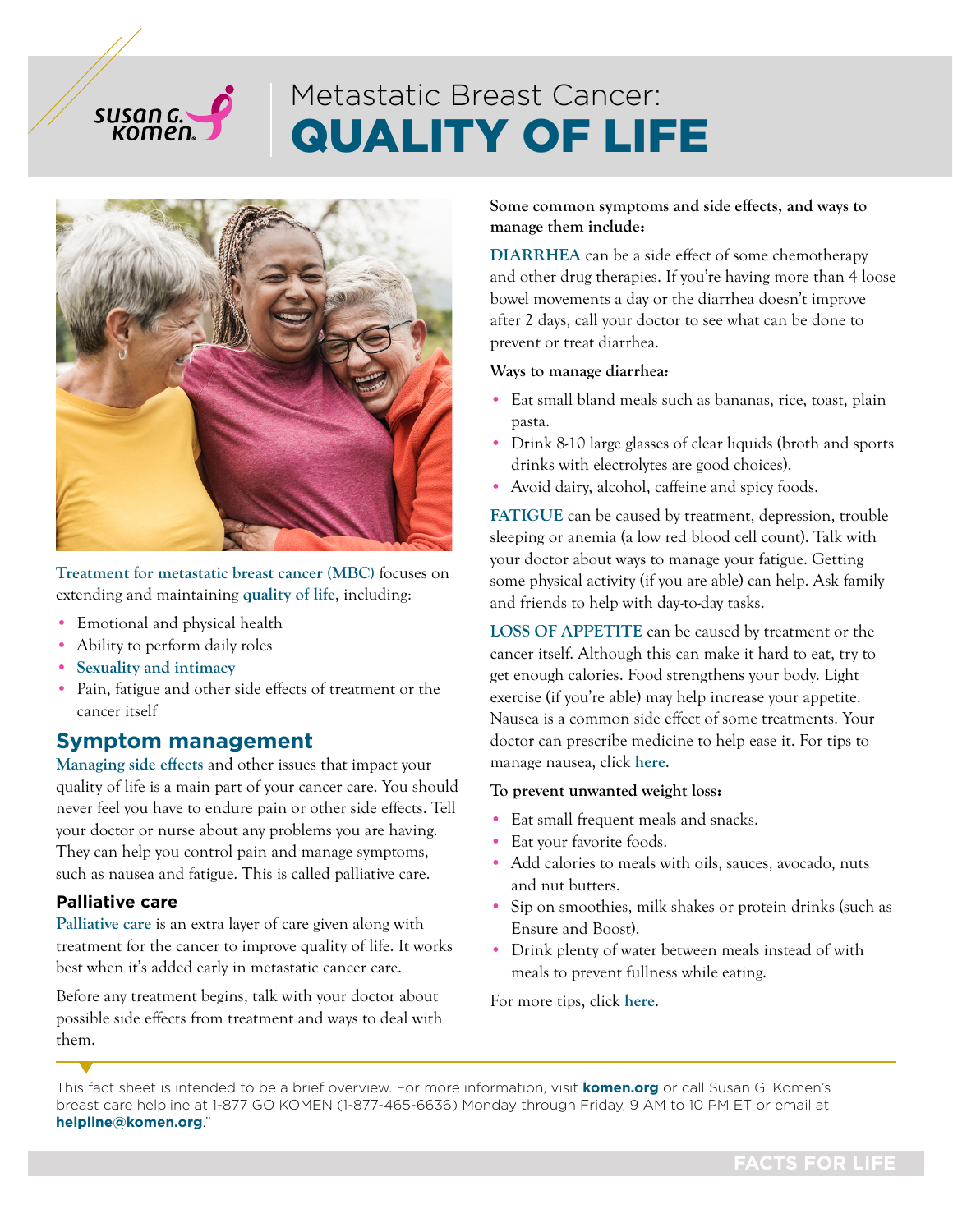# Metastatic Breast Cancer: QUALITY OF LIFE

Treatment for metastatic breast cancer (MBC) focuses on extending and maintaining quality of life, including:

- Emotional and physical health
- Ability to perform daily roles
- Sexuality and intimacy
- Pain, fatigue and other side effects of treatment or the cancer itself

## Symptom management

Managing side effects and other issues that impact your quality of life is a main part of your cancer care. You should never feel you have to endure pain or other side effects. Tell your doctor or nurse about any problems you are having. They can help you control pain and manage symptoms, such as nausea and fatigue. This is called palliative care.

### Palliative care

Palliative care is an extra layer of care given along with treatment for the cancer to improve quality of life. It works best when it's added early in metastatic cancer care.

Before any treatment begins, talk with your doctor about possible side effects from treatment and ways to deal with them.

**Some common symptoms and side effects, and ways to manage them include:**

**DIARRHEA** can be a side effect of some chemotherapy and other drug therapies. If you're having more than 4 loose bowel movements a day or the diarrhea doesn't improve after 2 days, call your doctor to see what can be done to prevent or treat diarrhea.

**Ways to manage diarrhea:**

- Eat small bland meals such as bananas, rice, toast, plain pasta.
- Drink 8-10 large glasses of clear liquids (broth and sports drinks with electrolytes are good choices).
- Avoid dairy, alcohol, caffeine and spicy foods.

**FATIGUE** can be caused by treatment, depression, trouble sleeping or anemia (a low red blood cell count). Talk with your doctor about ways to manage your fatigue. Getting some physical activity (if you are able) can help. Ask family and friends to help with day-to-day tasks.

**LOSS OF APPETITE** can be caused by treatment or the cancer itself. Although this can make it hard to eat, try to get enough calories. Food strengthens your body. Light exercise (if you're able) may help increase your appetite. Nausea is a common side effect of some treatments. Your doctor can prescribe medicine to help ease it. For tips to manage nausea, click here.

**To prevent unwanted weight loss:**

- Eat small frequent meals and snacks.
- Eat your favorite foods.
- Add calories to meals with oils, sauces, avocado, nuts and nut butters.
- Sip on smoothies, milk shakes or protein drinks (such as Ensure and Boost).
- Drink plenty of water between meals instead of with meals to prevent fullness while eating.

For more tips, click here.

This fact sheet is intended to be a brief overview. For more information, visit **komen.org** or call Susan G. Komen's breast care helpline at 1-877 GO KOMEN (1-877-465-6636) Monday through Friday, 9 AM to 10 PM ET or email at **helpline@komen.org**."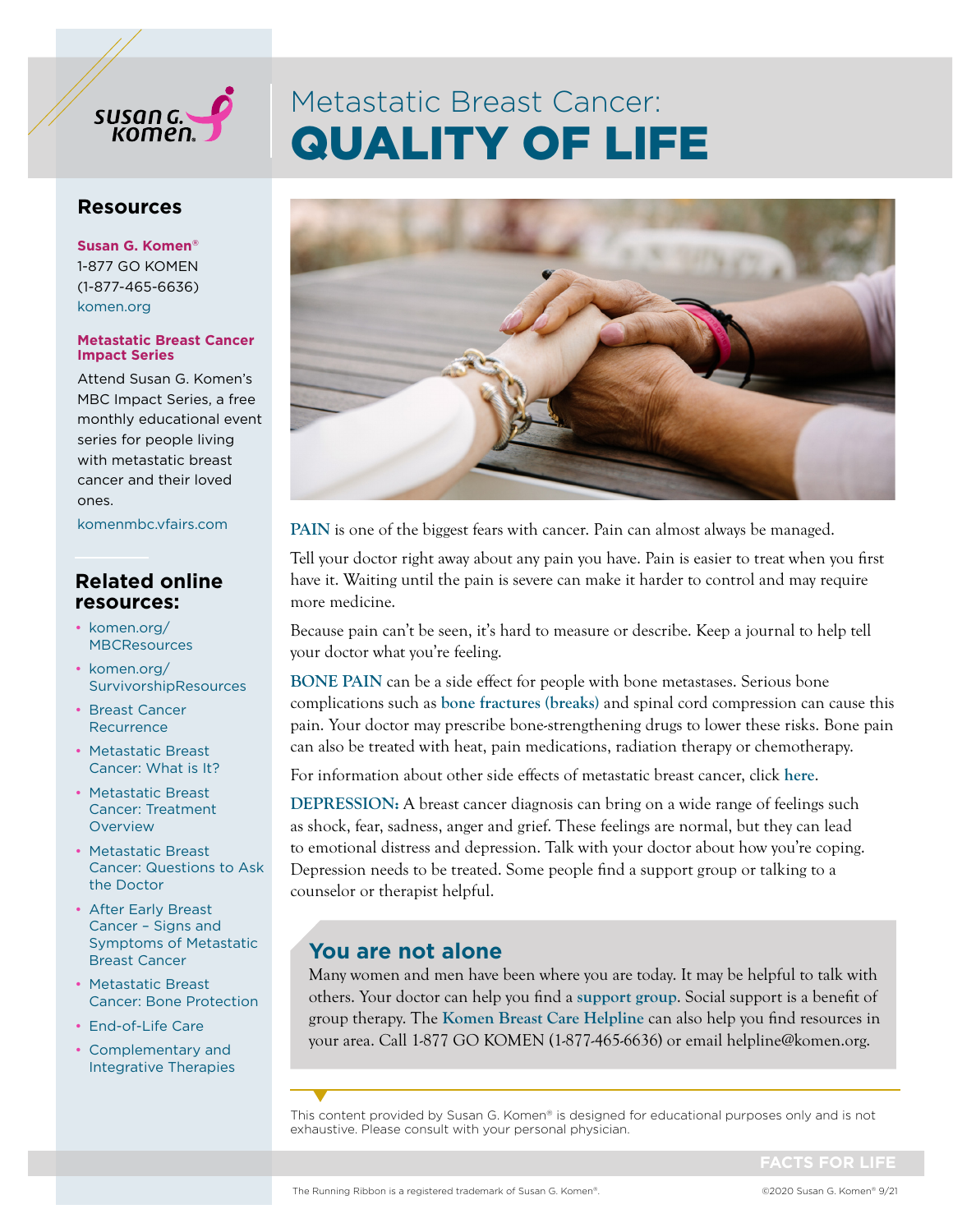# Metastatic Breast Cancer: QUALITY OF LIFE

## Resources

**Susan G. Komen®**
1-877 GO KOMEN
(1-877-465-6636)
komen.org

**Metastatic Breast Cancer Impact Series**

Attend Susan G. Komen's MBC Impact Series, a free monthly educational event series for people living with metastatic breast cancer and their loved ones.

komenmbc.vfairs.com

## Related online resources:

- komen.org/MBCResources
- komen.org/SurvivorshipResources
- Breast Cancer Recurrence
- Metastatic Breast Cancer: What is It?
- Metastatic Breast Cancer: Treatment Overview
- Metastatic Breast Cancer: Questions to Ask the Doctor
- After Early Breast Cancer – Signs and Symptoms of Metastatic Breast Cancer
- Metastatic Breast Cancer: Bone Protection
- End-of-Life Care
- Complementary and Integrative Therapies

**PAIN** is one of the biggest fears with cancer. Pain can almost always be managed.

Tell your doctor right away about any pain you have. Pain is easier to treat when you first have it. Waiting until the pain is severe can make it harder to control and may require more medicine.

Because pain can't be seen, it's hard to measure or describe. Keep a journal to help tell your doctor what you're feeling.

**BONE PAIN** can be a side effect for people with bone metastases. Serious bone complications such as bone fractures (breaks) and spinal cord compression can cause this pain. Your doctor may prescribe bone-strengthening drugs to lower these risks. Bone pain can also be treated with heat, pain medications, radiation therapy or chemotherapy.

For information about other side effects of metastatic breast cancer, click here.

**DEPRESSION:** A breast cancer diagnosis can bring on a wide range of feelings such as shock, fear, sadness, anger and grief. These feelings are normal, but they can lead to emotional distress and depression. Talk with your doctor about how you're coping. Depression needs to be treated. Some people find a support group or talking to a counselor or therapist helpful.

## You are not alone

Many women and men have been where you are today. It may be helpful to talk with others. Your doctor can help you find a support group. Social support is a benefit of group therapy. The Komen Breast Care Helpline can also help you find resources in your area. Call 1-877 GO KOMEN (1-877-465-6636) or email helpline@komen.org.

This content provided by Susan G. Komen® is designed for educational purposes only and is not exhaustive. Please consult with your personal physician.

FACTS FOR LIFE

The Running Ribbon is a registered trademark of Susan G. Komen®.

©2020 Susan G. Komen® 9/21